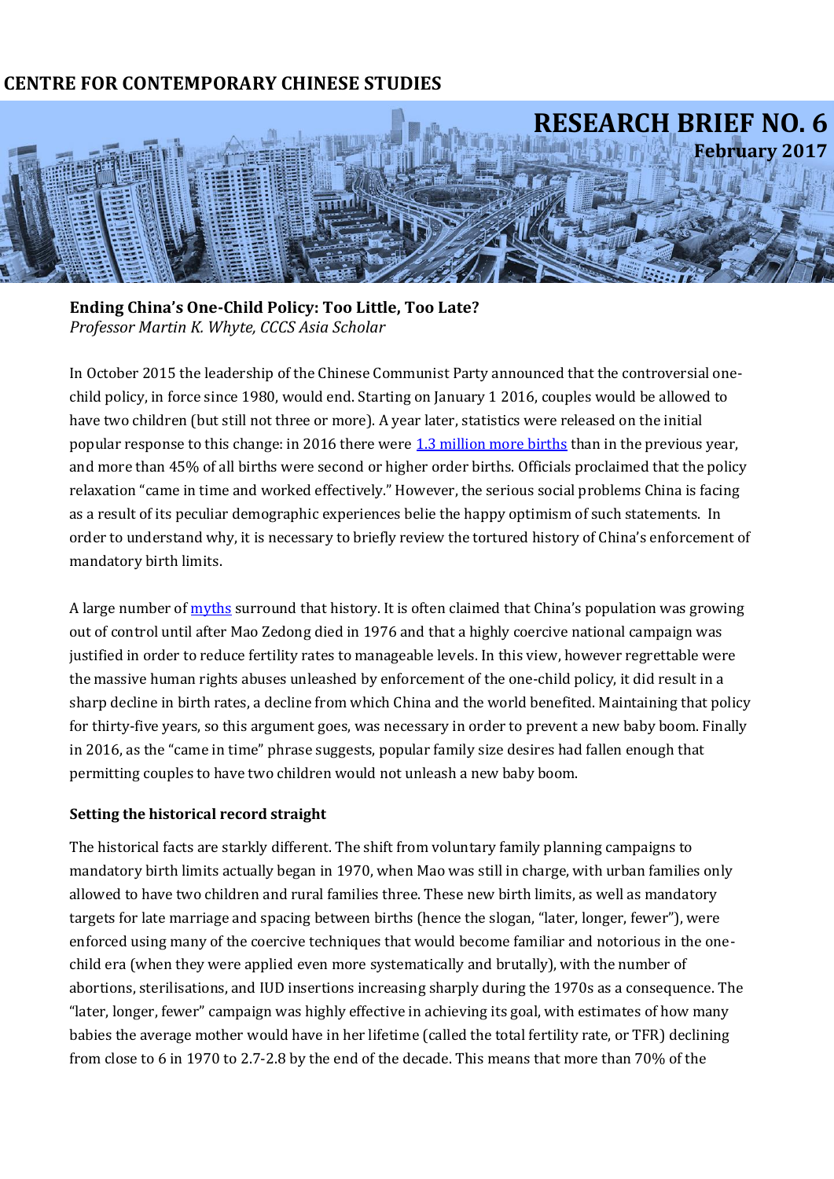CENTRE FOR CONTEMPORARY CHINESE STUDIES

# RESEARCH BRIEF NO. 6

**February 2017**

## Ending China's One-Child Policy: Too Little, Too Late?

*Professor Martin K. Whyte, CCCS Asia Scholar*

In October 2015 the leadership of the Chinese Communist Party announced that the controversial one-child policy, in force since 1980, would end. Starting on January 1 2016, couples would be allowed to have two children (but still not three or more). A year later, statistics were released on the initial popular response to this change: in 2016 there were 1.3 million more births than in the previous year, and more than 45% of all births were second or higher order births. Officials proclaimed that the policy relaxation "came in time and worked effectively." However, the serious social problems China is facing as a result of its peculiar demographic experiences belie the happy optimism of such statements. In order to understand why, it is necessary to briefly review the tortured history of China's enforcement of mandatory birth limits.

A large number of myths surround that history. It is often claimed that China's population was growing out of control until after Mao Zedong died in 1976 and that a highly coercive national campaign was justified in order to reduce fertility rates to manageable levels. In this view, however regrettable were the massive human rights abuses unleashed by enforcement of the one-child policy, it did result in a sharp decline in birth rates, a decline from which China and the world benefited. Maintaining that policy for thirty-five years, so this argument goes, was necessary in order to prevent a new baby boom. Finally in 2016, as the "came in time" phrase suggests, popular family size desires had fallen enough that permitting couples to have two children would not unleash a new baby boom.

### Setting the historical record straight

The historical facts are starkly different. The shift from voluntary family planning campaigns to mandatory birth limits actually began in 1970, when Mao was still in charge, with urban families only allowed to have two children and rural families three. These new birth limits, as well as mandatory targets for late marriage and spacing between births (hence the slogan, "later, longer, fewer"), were enforced using many of the coercive techniques that would become familiar and notorious in the one-child era (when they were applied even more systematically and brutally), with the number of abortions, sterilisations, and IUD insertions increasing sharply during the 1970s as a consequence. The "later, longer, fewer" campaign was highly effective in achieving its goal, with estimates of how many babies the average mother would have in her lifetime (called the total fertility rate, or TFR) declining from close to 6 in 1970 to 2.7-2.8 by the end of the decade. This means that more than 70% of the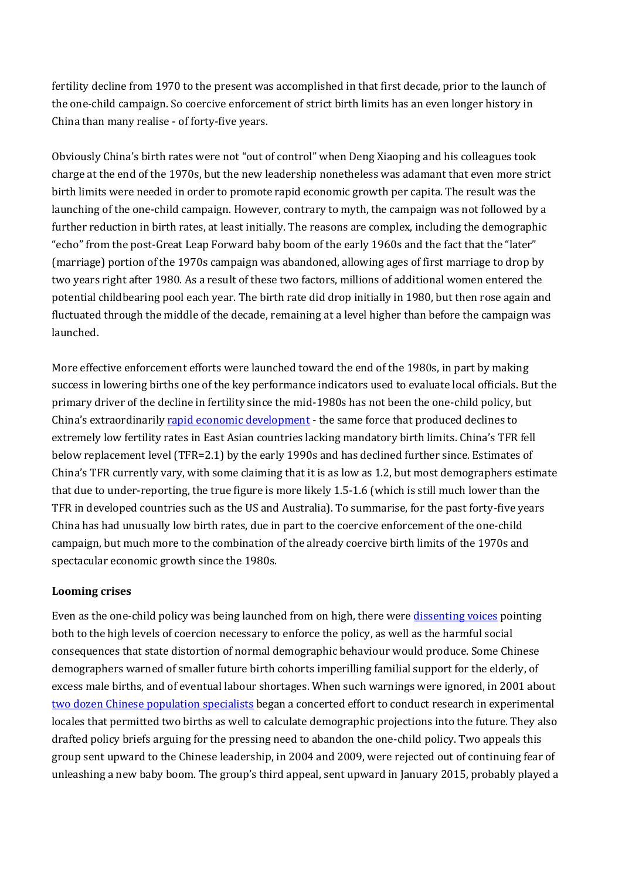fertility decline from 1970 to the present was accomplished in that first decade, prior to the launch of the one-child campaign. So coercive enforcement of strict birth limits has an even longer history in China than many realise - of forty-five years.

Obviously China's birth rates were not "out of control" when Deng Xiaoping and his colleagues took charge at the end of the 1970s, but the new leadership nonetheless was adamant that even more strict birth limits were needed in order to promote rapid economic growth per capita. The result was the launching of the one-child campaign. However, contrary to myth, the campaign was not followed by a further reduction in birth rates, at least initially. The reasons are complex, including the demographic "echo" from the post-Great Leap Forward baby boom of the early 1960s and the fact that the "later" (marriage) portion of the 1970s campaign was abandoned, allowing ages of first marriage to drop by two years right after 1980. As a result of these two factors, millions of additional women entered the potential childbearing pool each year. The birth rate did drop initially in 1980, but then rose again and fluctuated through the middle of the decade, remaining at a level higher than before the campaign was launched.

More effective enforcement efforts were launched toward the end of the 1980s, in part by making success in lowering births one of the key performance indicators used to evaluate local officials. But the primary driver of the decline in fertility since the mid-1980s has not been the one-child policy, but China's extraordinarily rapid economic development - the same force that produced declines to extremely low fertility rates in East Asian countries lacking mandatory birth limits. China's TFR fell below replacement level (TFR=2.1) by the early 1990s and has declined further since. Estimates of China's TFR currently vary, with some claiming that it is as low as 1.2, but most demographers estimate that due to under-reporting, the true figure is more likely 1.5-1.6 (which is still much lower than the TFR in developed countries such as the US and Australia). To summarise, for the past forty-five years China has had unusually low birth rates, due in part to the coercive enforcement of the one-child campaign, but much more to the combination of the already coercive birth limits of the 1970s and spectacular economic growth since the 1980s.

**Looming crises**

Even as the one-child policy was being launched from on high, there were dissenting voices pointing both to the high levels of coercion necessary to enforce the policy, as well as the harmful social consequences that state distortion of normal demographic behaviour would produce. Some Chinese demographers warned of smaller future birth cohorts imperilling familial support for the elderly, of excess male births, and of eventual labour shortages. When such warnings were ignored, in 2001 about two dozen Chinese population specialists began a concerted effort to conduct research in experimental locales that permitted two births as well to calculate demographic projections into the future. They also drafted policy briefs arguing for the pressing need to abandon the one-child policy. Two appeals this group sent upward to the Chinese leadership, in 2004 and 2009, were rejected out of continuing fear of unleashing a new baby boom. The group's third appeal, sent upward in January 2015, probably played a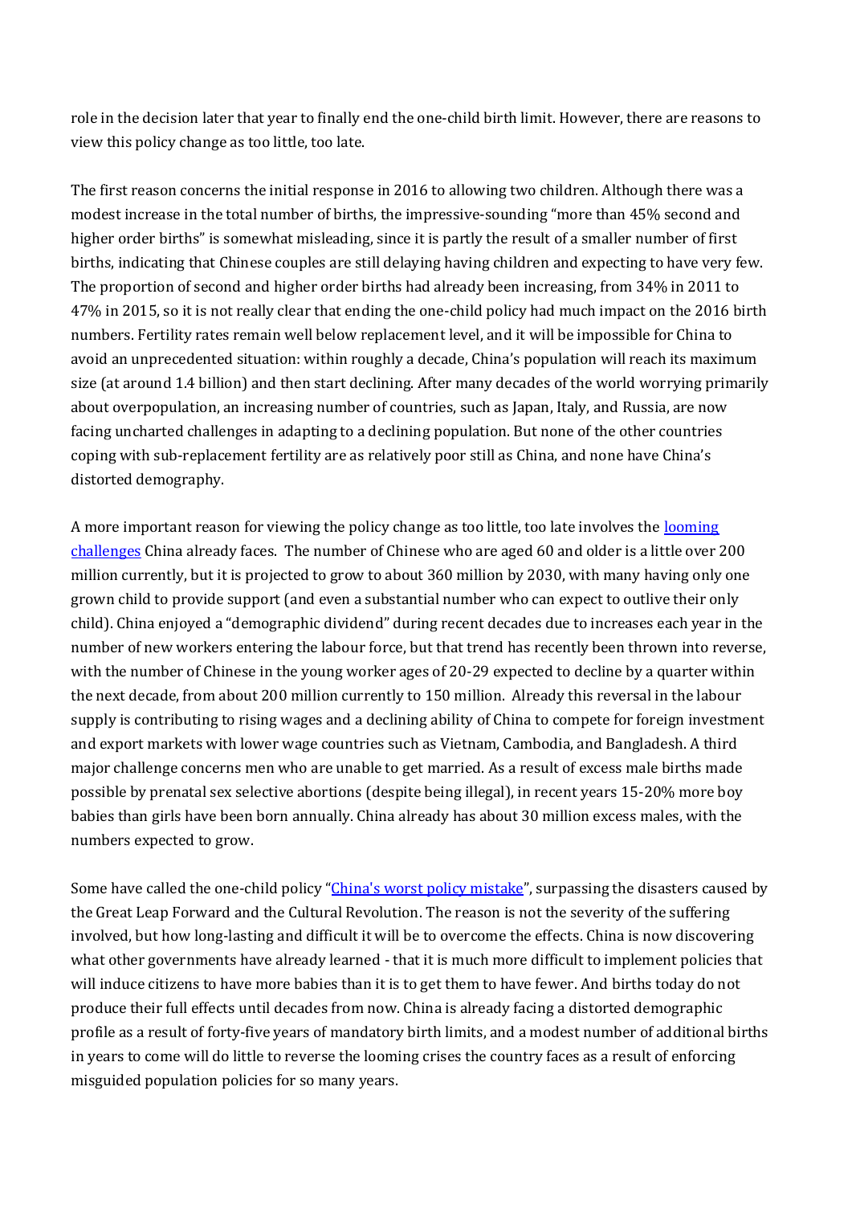role in the decision later that year to finally end the one-child birth limit. However, there are reasons to view this policy change as too little, too late.

The first reason concerns the initial response in 2016 to allowing two children. Although there was a modest increase in the total number of births, the impressive-sounding "more than 45% second and higher order births" is somewhat misleading, since it is partly the result of a smaller number of first births, indicating that Chinese couples are still delaying having children and expecting to have very few. The proportion of second and higher order births had already been increasing, from 34% in 2011 to 47% in 2015, so it is not really clear that ending the one-child policy had much impact on the 2016 birth numbers. Fertility rates remain well below replacement level, and it will be impossible for China to avoid an unprecedented situation: within roughly a decade, China's population will reach its maximum size (at around 1.4 billion) and then start declining. After many decades of the world worrying primarily about overpopulation, an increasing number of countries, such as Japan, Italy, and Russia, are now facing uncharted challenges in adapting to a declining population. But none of the other countries coping with sub-replacement fertility are as relatively poor still as China, and none have China's distorted demography.

A more important reason for viewing the policy change as too little, too late involves the [looming challenges](#) China already faces. The number of Chinese who are aged 60 and older is a little over 200 million currently, but it is projected to grow to about 360 million by 2030, with many having only one grown child to provide support (and even a substantial number who can expect to outlive their only child). China enjoyed a "demographic dividend" during recent decades due to increases each year in the number of new workers entering the labour force, but that trend has recently been thrown into reverse, with the number of Chinese in the young worker ages of 20-29 expected to decline by a quarter within the next decade, from about 200 million currently to 150 million. Already this reversal in the labour supply is contributing to rising wages and a declining ability of China to compete for foreign investment and export markets with lower wage countries such as Vietnam, Cambodia, and Bangladesh. A third major challenge concerns men who are unable to get married. As a result of excess male births made possible by prenatal sex selective abortions (despite being illegal), in recent years 15-20% more boy babies than girls have been born annually. China already has about 30 million excess males, with the numbers expected to grow.

Some have called the one-child policy "[China's worst policy mistake](#)", surpassing the disasters caused by the Great Leap Forward and the Cultural Revolution. The reason is not the severity of the suffering involved, but how long-lasting and difficult it will be to overcome the effects. China is now discovering what other governments have already learned - that it is much more difficult to implement policies that will induce citizens to have more babies than it is to get them to have fewer. And births today do not produce their full effects until decades from now. China is already facing a distorted demographic profile as a result of forty-five years of mandatory birth limits, and a modest number of additional births in years to come will do little to reverse the looming crises the country faces as a result of enforcing misguided population policies for so many years.